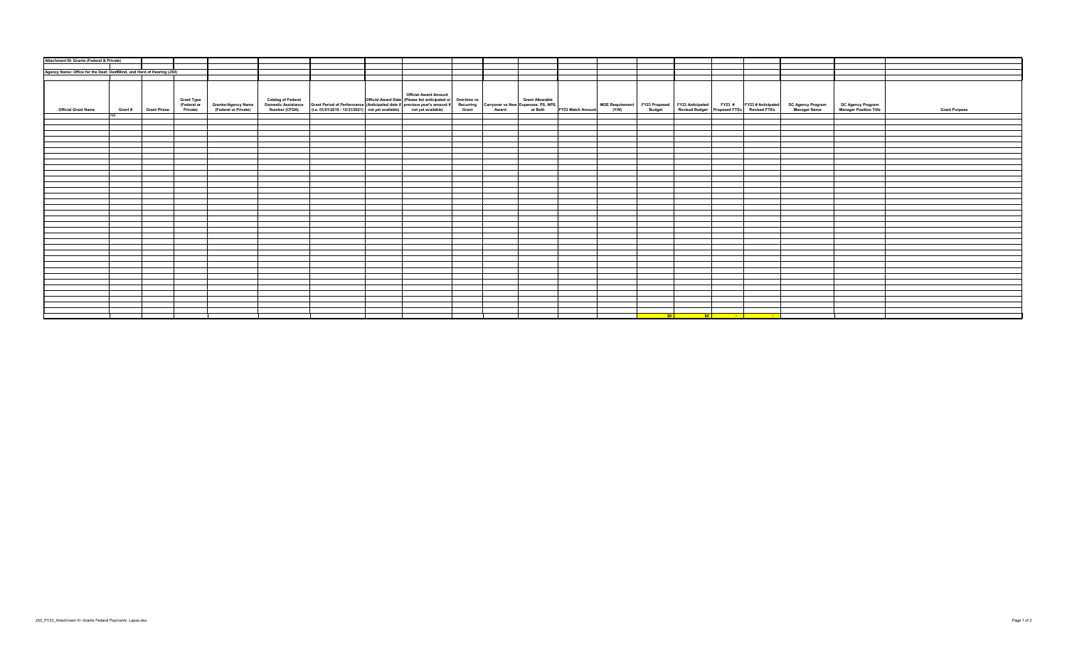**Attachment III- Grants (Federal & Private)**

**Agency Name: Office for the Deaf, DeafBlind, and Hard of Hearing (JS0)**

| Official Grant Name | Grant # | Grant Phase | Grant Type (Federal or Private) | Grantor/Agency Name (Federal or Private) | Catalog of Federal Domestic Assistance Number (CFDA) | Grant Period of Performance (i.e. 01/01/2019 - 12/31/2021) | Official Award Date (Anticipated date if not yet available) | Official Award Amount (Please list anticipated or previous year's amount if not yet available) | One-time vs Recurring Grant | Carryover vs New Award | Grant Allowable Expenses: PS, NPS, or Both | FY23 Match Amount | MOE Requirement (Y/N) | FY23 Proposed Budget | FY23 Anticipated Revised Budget | FY23 # Proposed FTEs | FY23 # Anticipated Revised FTEs | DC Agency Program Manager Name | DC Agency Program Manager Position Title | Grant Purpose |
|---|---|---|---|---|---|---|---|---|---|---|---|---|---|---|---|---|---|---|---|---|
| | NA | | | | | | | | | | | | | | | | | | | |
| | | | | | | | | | | | | | | $0 | $0 | - | - | | | |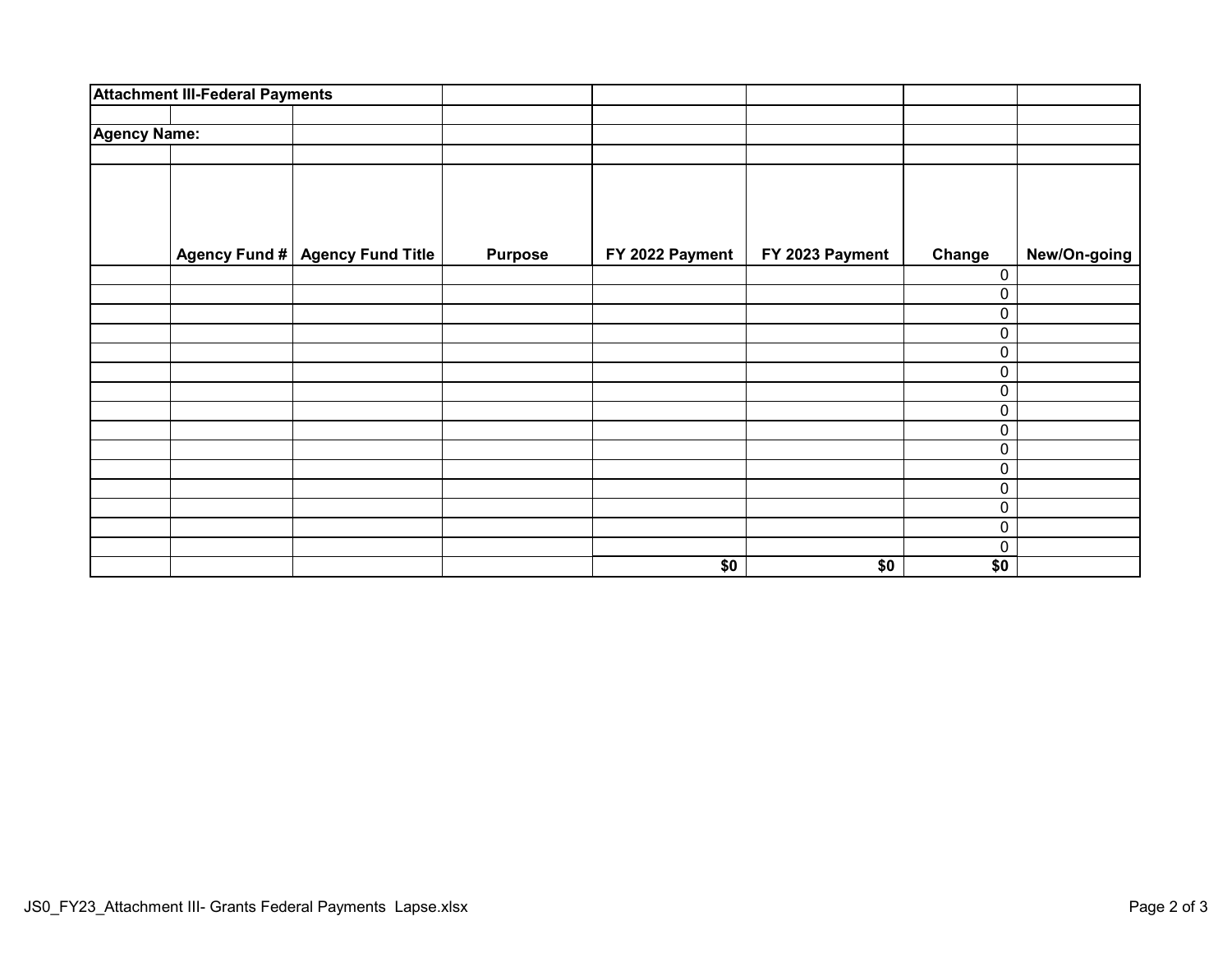**Attachment III-Federal Payments**

**Agency Name:**

| | Agency Fund # | Agency Fund Title | Purpose | FY 2022 Payment | FY 2023 Payment | Change | New/On-going |
|---|---|---|---|---|---|---|---|
| | | | | | | 0 | |
| | | | | | | 0 | |
| | | | | | | 0 | |
| | | | | | | 0 | |
| | | | | | | 0 | |
| | | | | | | 0 | |
| | | | | | | 0 | |
| | | | | | | 0 | |
| | | | | | | 0 | |
| | | | | | | 0 | |
| | | | | | | 0 | |
| | | | | | | 0 | |
| | | | | | | 0 | |
| | | | | | | 0 | |
| | | | | | | 0 | |
| | | | | **$0** | **$0** | **$0** | |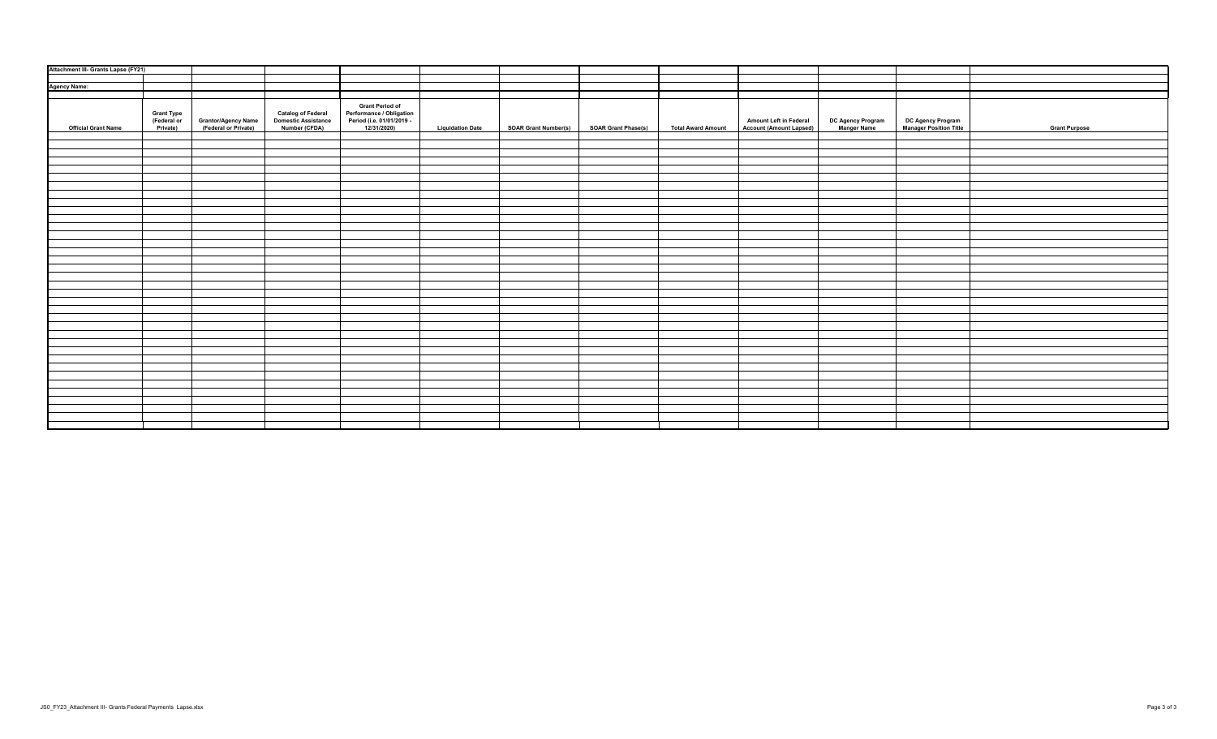Attachment III- Grants Lapse (FY21)

Agency Name:

| Official Grant Name | Grant Type (Federal or Private) | Grantor/Agency Name (Federal or Private) | Catalog of Federal Domestic Assistance Number (CFDA) | Grant Period of Performance / Obligation Period (i.e. 01/01/2019 - 12/31/2020) | Liquidation Date | SOAR Grant Number(s) | SOAR Grant Phase(s) | Total Award Amount | Amount Left in Federal Account (Amount Lapsed) | DC Agency Program Manger Name | DC Agency Program Manager Position Title | Grant Purpose |
|---|---|---|---|---|---|---|---|---|---|---|---|---|
| | | | | | | | | | | | | |
| | | | | | | | | | | | | |
| | | | | | | | | | | | | |
| | | | | | | | | | | | | |
| | | | | | | | | | | | | |
| | | | | | | | | | | | | |
| | | | | | | | | | | | | |
| | | | | | | | | | | | | |
| | | | | | | | | | | | | |
| | | | | | | | | | | | | |
| | | | | | | | | | | | | |
| | | | | | | | | | | | | |
| | | | | | | | | | | | | |
| | | | | | | | | | | | | |
| | | | | | | | | | | | | |
| | | | | | | | | | | | | |
| | | | | | | | | | | | | |
| | | | | | | | | | | | | |
| | | | | | | | | | | | | |
| | | | | | | | | | | | | |
| | | | | | | | | | | | | |
| | | | | | | | | | | | | |
| | | | | | | | | | | | | |
| | | | | | | | | | | | | |
| | | | | | | | | | | | | |
| | | | | | | | | | | | | |
| | | | | | | | | | | | | |
| | | | | | | | | | | | | |
| | | | | | | | | | | | | |
| | | | | | | | | | | | | |
| | | | | | | | | | | | | |
| | | | | | | | | | | | | |
| | | | | | | | | | | | | |
| | | | | | | | | | | | | |
| | | | | | | | | | | | | |
| | | | | | | | | | | | | |

JS0_FY23_Attachment III- Grants Federal Payments Lapse.xlsx